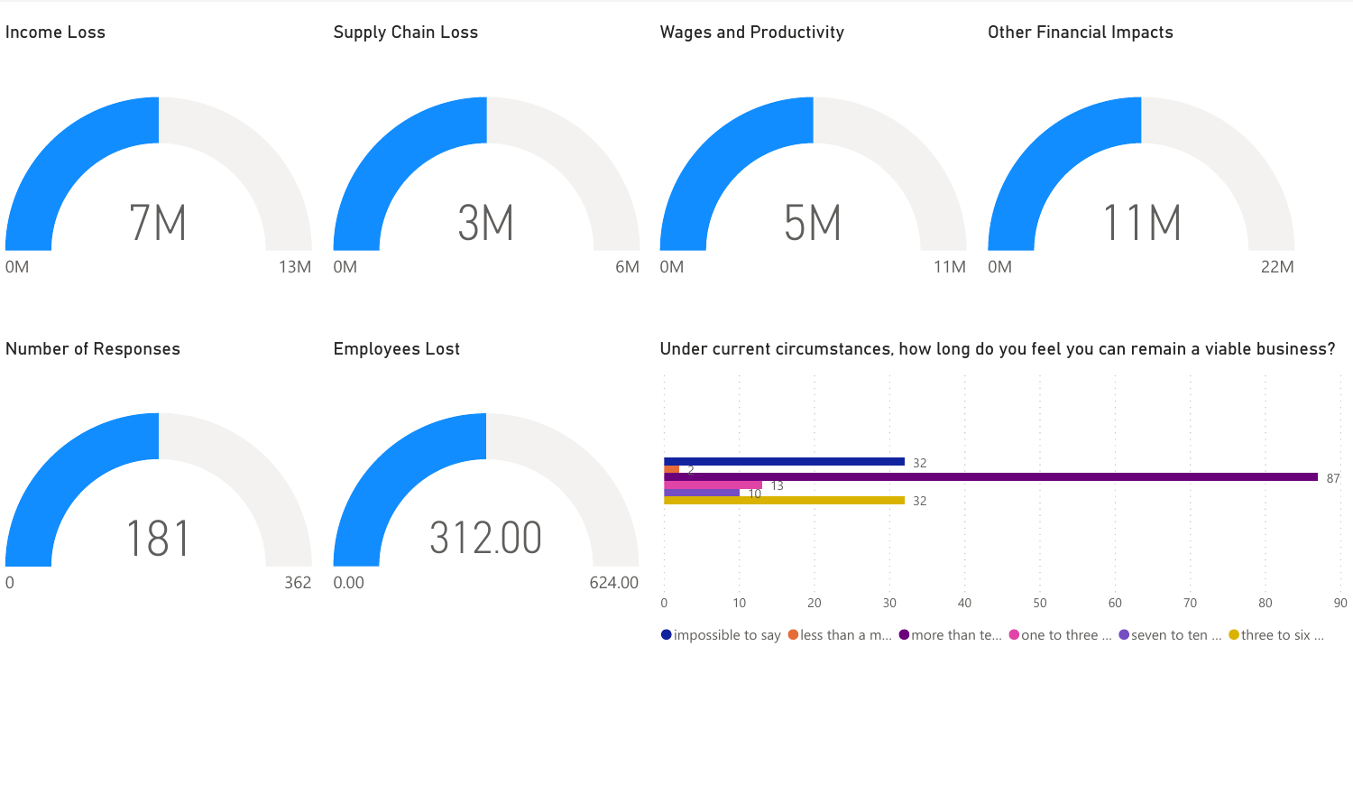## Income Loss

7M

0M — 13M

## Supply Chain Loss

3M

0M — 6M

## Wages and Productivity

5M

0M — 11M

## Other Financial Impacts

11M

0M — 22M

## Number of Responses

181

0 — 362

## Employees Lost

312.00

0.00 — 624.00

## Under current circumstances, how long do you feel you can remain a viable business?

| Response | Count |
|---|---|
| impossible to say | 32 |
| less than a m... | 2 |
| more than te... | 87 |
| one to three ... | 13 |
| seven to ten ... | 10 |
| three to six ... | 32 |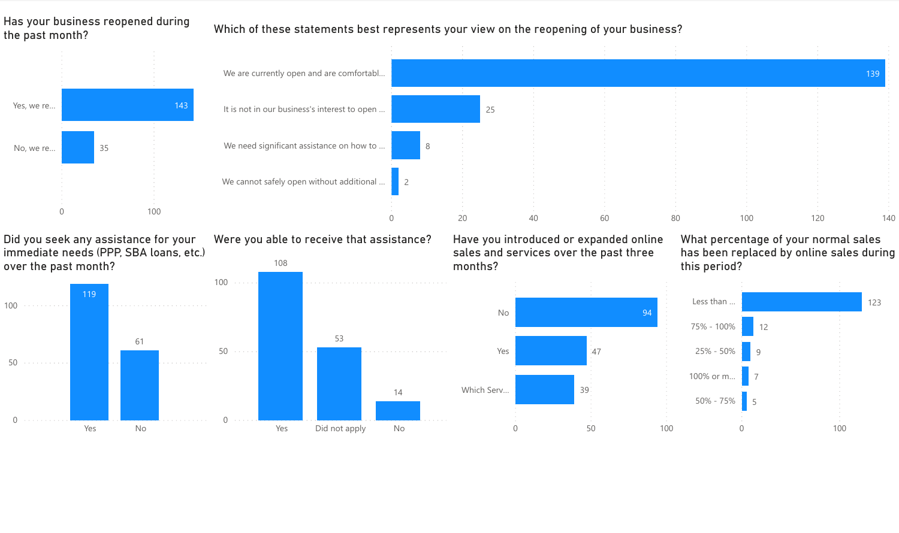Has your business reopened during the past month?

Yes, we re...
143

No, we re...
35

0
100

Which of these statements best represents your view on the reopening of your business?

We are currently open and are comfortabl...
139

It is not in our business's interest to open ...
25

We need significant assistance on how to ...
8

We cannot safely open without additional ...
2

0
20
40
60
80
100
120
140

Did you seek any assistance for your immediate needs (PPP, SBA loans, etc.) over the past month?

119
61

100
50
0

Yes
No

Were you able to receive that assistance?

108
53
14

100
50
0

Yes
Did not apply
No

Have you introduced or expanded online sales and services over the past three months?

No
94

Yes
47

Which Serv...
39

0
50
100

What percentage of your normal sales has been replaced by online sales during this period?

Less than ...
123

75% - 100%
12

25% - 50%
9

100% or m...
7

50% - 75%
5

0
100